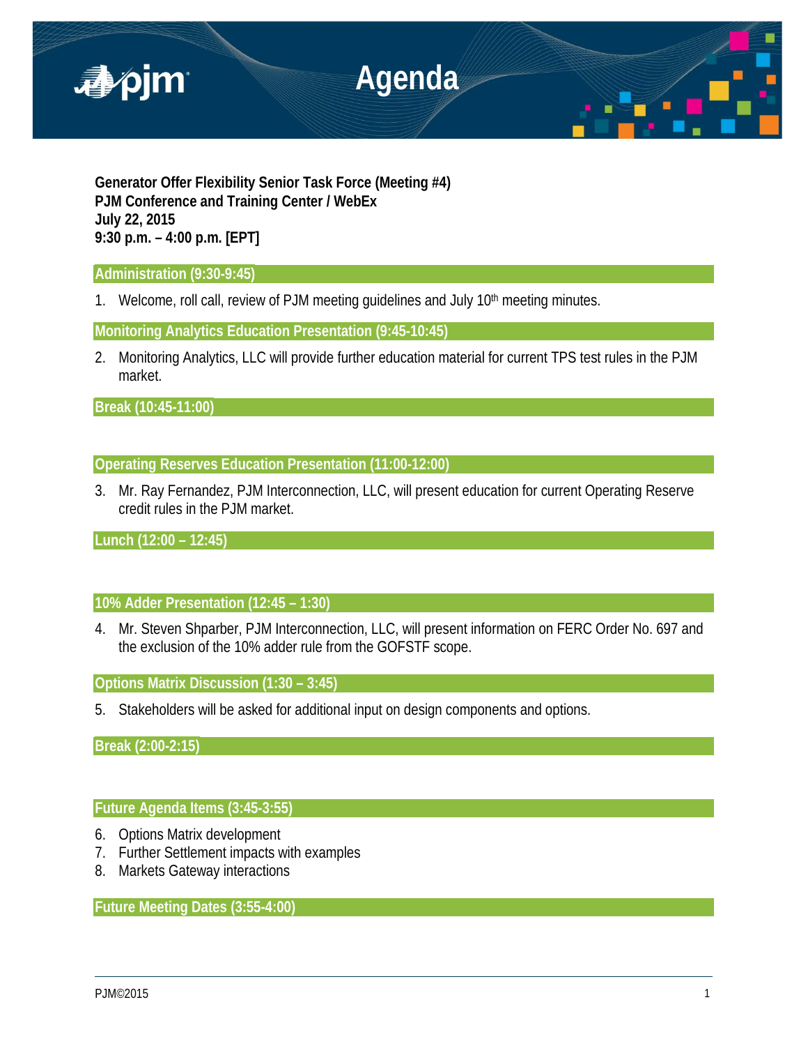# Agenda

**Generator Offer Flexibility Senior Task Force (Meeting #4)**
**PJM Conference and Training Center / WebEx**
**July 22, 2015**
**9:30 p.m. – 4:00 p.m. [EPT]**

## Administration (9:30-9:45)

1. Welcome, roll call, review of PJM meeting guidelines and July 10th meeting minutes.

## Monitoring Analytics Education Presentation (9:45-10:45)

2. Monitoring Analytics, LLC will provide further education material for current TPS test rules in the PJM market.

## Break (10:45-11:00)

## Operating Reserves Education Presentation (11:00-12:00)

3. Mr. Ray Fernandez, PJM Interconnection, LLC, will present education for current Operating Reserve credit rules in the PJM market.

## Lunch (12:00 – 12:45)

## 10% Adder Presentation (12:45 – 1:30)

4. Mr. Steven Shparber, PJM Interconnection, LLC, will present information on FERC Order No. 697 and the exclusion of the 10% adder rule from the GOFSTF scope.

## Options Matrix Discussion (1:30 – 3:45)

5. Stakeholders will be asked for additional input on design components and options.

## Break (2:00-2:15)

## Future Agenda Items (3:45-3:55)

6. Options Matrix development
7. Further Settlement impacts with examples
8. Markets Gateway interactions

## Future Meeting Dates (3:55-4:00)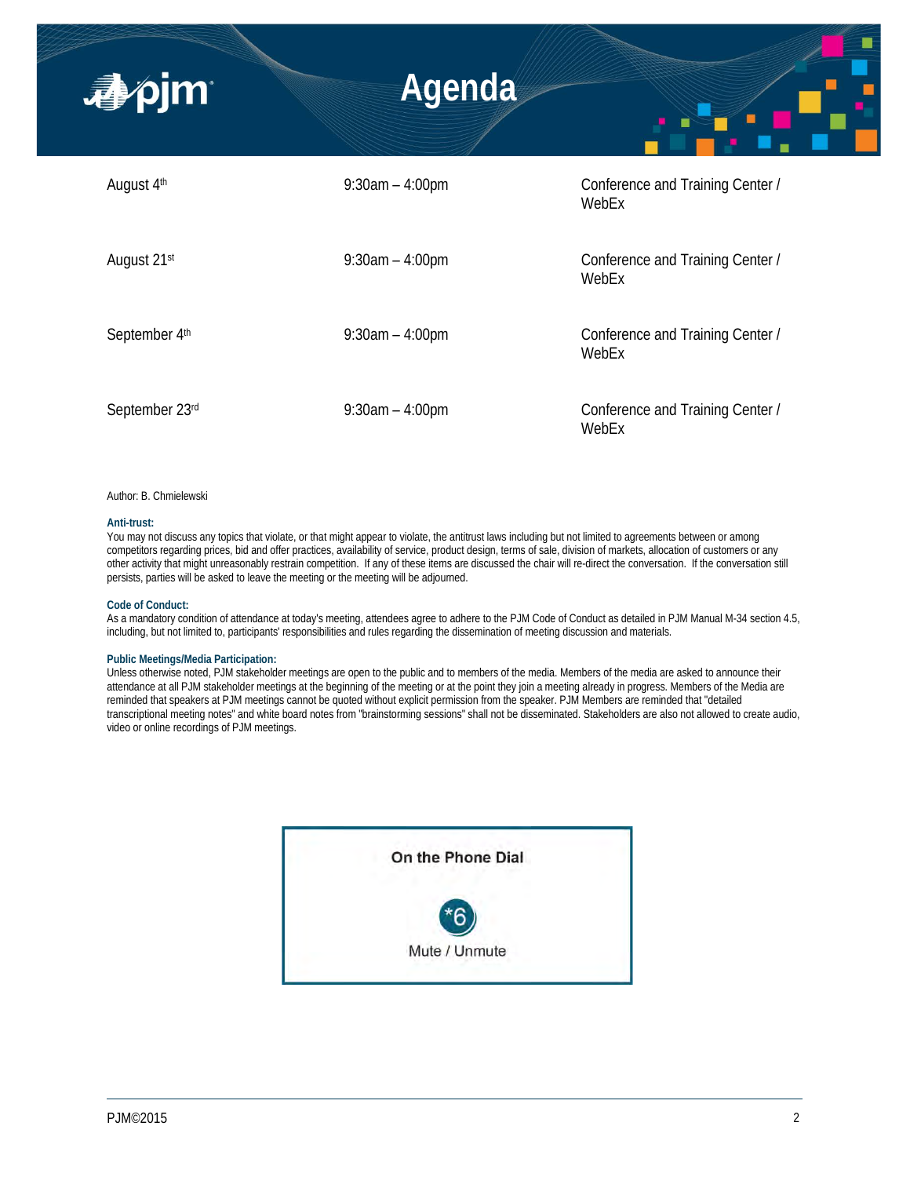# Agenda

| | | |
|---|---|---|
| August 4th | 9:30am – 4:00pm | Conference and Training Center / WebEx |
| August 21st | 9:30am – 4:00pm | Conference and Training Center / WebEx |
| September 4th | 9:30am – 4:00pm | Conference and Training Center / WebEx |
| September 23rd | 9:30am – 4:00pm | Conference and Training Center / WebEx |

Author: B. Chmielewski

**Anti-trust:**
You may not discuss any topics that violate, or that might appear to violate, the antitrust laws including but not limited to agreements between or among competitors regarding prices, bid and offer practices, availability of service, product design, terms of sale, division of markets, allocation of customers or any other activity that might unreasonably restrain competition. If any of these items are discussed the chair will re-direct the conversation. If the conversation still persists, parties will be asked to leave the meeting or the meeting will be adjourned.

**Code of Conduct:**
As a mandatory condition of attendance at today's meeting, attendees agree to adhere to the PJM Code of Conduct as detailed in PJM Manual M-34 section 4.5, including, but not limited to, participants' responsibilities and rules regarding the dissemination of meeting discussion and materials.

**Public Meetings/Media Participation:**
Unless otherwise noted, PJM stakeholder meetings are open to the public and to members of the media. Members of the media are asked to announce their attendance at all PJM stakeholder meetings at the beginning of the meeting or at the point they join a meeting already in progress. Members of the Media are reminded that speakers at PJM meetings cannot be quoted without explicit permission from the speaker. PJM Members are reminded that "detailed transcriptional meeting notes" and white board notes from "brainstorming sessions" shall not be disseminated. Stakeholders are also not allowed to create audio, video or online recordings of PJM meetings.

**On the Phone Dial**

*6

Mute / Unmute

PJM©2015